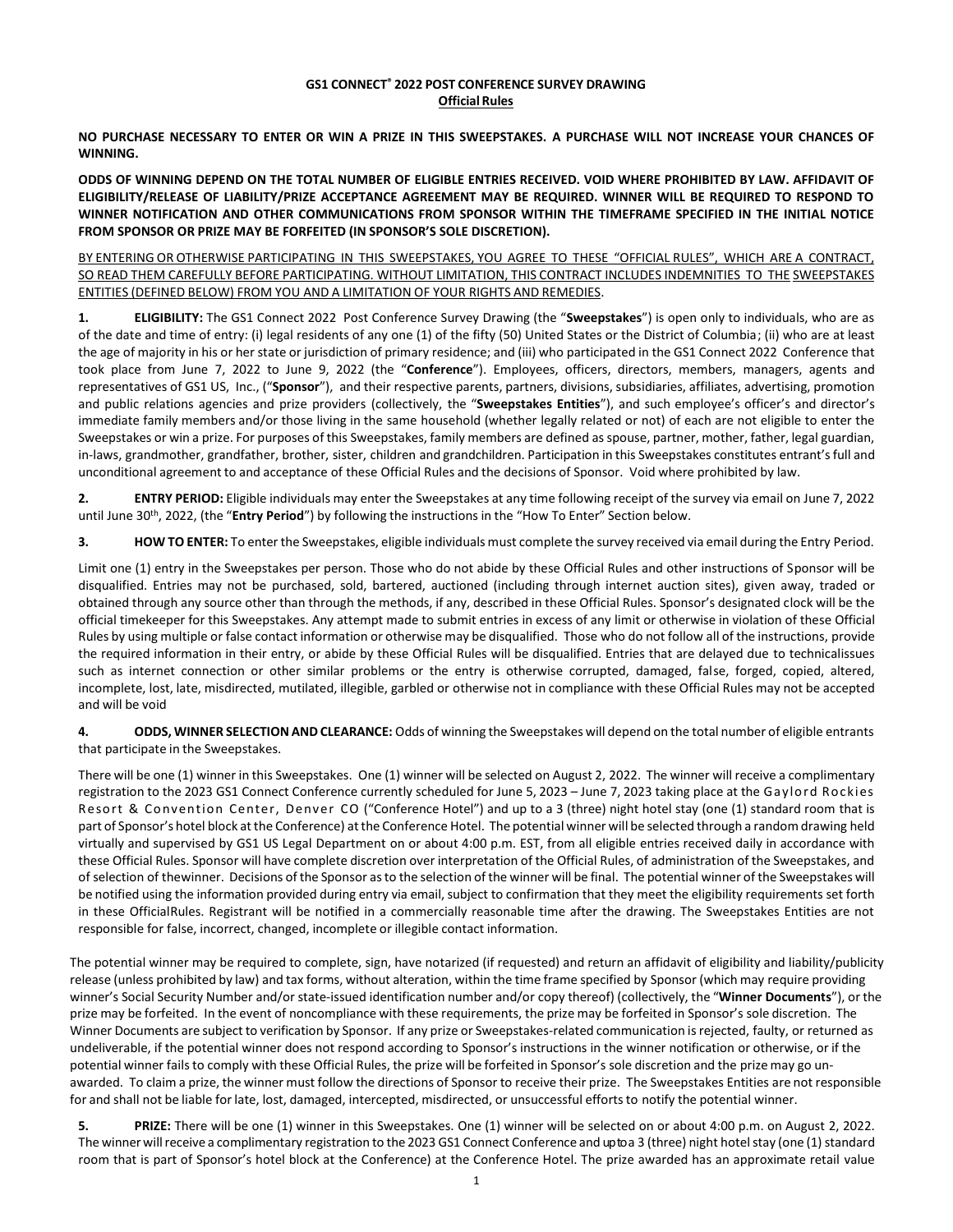# GS1 CONNECT® 2022 POST CONFERENCE SURVEY DRAWING

## Official Rules

**NO PURCHASE NECESSARY TO ENTER OR WIN A PRIZE IN THIS SWEEPSTAKES. A PURCHASE WILL NOT INCREASE YOUR CHANCES OF WINNING.**

**ODDS OF WINNING DEPEND ON THE TOTAL NUMBER OF ELIGIBLE ENTRIES RECEIVED. VOID WHERE PROHIBITED BY LAW. AFFIDAVIT OF ELIGIBILITY/RELEASE OF LIABILITY/PRIZE ACCEPTANCE AGREEMENT MAY BE REQUIRED. WINNER WILL BE REQUIRED TO RESPOND TO WINNER NOTIFICATION AND OTHER COMMUNICATIONS FROM SPONSOR WITHIN THE TIMEFRAME SPECIFIED IN THE INITIAL NOTICE FROM SPONSOR OR PRIZE MAY BE FORFEITED (IN SPONSOR'S SOLE DISCRETION).**

<u>BY ENTERING OR OTHERWISE PARTICIPATING IN THIS SWEEPSTAKES, YOU AGREE TO THESE "OFFICIAL RULES", WHICH ARE A CONTRACT, SO READ THEM CAREFULLY BEFORE PARTICIPATING. WITHOUT LIMITATION, THIS CONTRACT INCLUDES INDEMNITIES TO THE SWEEPSTAKES ENTITIES (DEFINED BELOW) FROM YOU AND A LIMITATION OF YOUR RIGHTS AND REMEDIES</u>.

**1. ELIGIBILITY:** The GS1 Connect 2022 Post Conference Survey Drawing (the "**Sweepstakes**") is open only to individuals, who are as of the date and time of entry: (i) legal residents of any one (1) of the fifty (50) United States or the District of Columbia; (ii) who are at least the age of majority in his or her state or jurisdiction of primary residence; and (iii) who participated in the GS1 Connect 2022 Conference that took place from June 7, 2022 to June 9, 2022 (the "**Conference**"). Employees, officers, directors, members, managers, agents and representatives of GS1 US, Inc., ("**Sponsor**"), and their respective parents, partners, divisions, subsidiaries, affiliates, advertising, promotion and public relations agencies and prize providers (collectively, the "**Sweepstakes Entities**"), and such employee's officer's and director's immediate family members and/or those living in the same household (whether legally related or not) of each are not eligible to enter the Sweepstakes or win a prize. For purposes of this Sweepstakes, family members are defined as spouse, partner, mother, father, legal guardian, in-laws, grandmother, grandfather, brother, sister, children and grandchildren. Participation in this Sweepstakes constitutes entrant's full and unconditional agreement to and acceptance of these Official Rules and the decisions of Sponsor. Void where prohibited by law.

**2. ENTRY PERIOD:** Eligible individuals may enter the Sweepstakes at any time following receipt of the survey via email on June 7, 2022 until June 30th, 2022, (the "**Entry Period**") by following the instructions in the "How To Enter" Section below.

**3. HOW TO ENTER:** To enter the Sweepstakes, eligible individuals must complete the survey received via email during the Entry Period.

Limit one (1) entry in the Sweepstakes per person. Those who do not abide by these Official Rules and other instructions of Sponsor will be disqualified. Entries may not be purchased, sold, bartered, auctioned (including through internet auction sites), given away, traded or obtained through any source other than through the methods, if any, described in these Official Rules. Sponsor's designated clock will be the official timekeeper for this Sweepstakes. Any attempt made to submit entries in excess of any limit or otherwise in violation of these Official Rules by using multiple or false contact information or otherwise may be disqualified. Those who do not follow all of the instructions, provide the required information in their entry, or abide by these Official Rules will be disqualified. Entries that are delayed due to technicalissues such as internet connection or other similar problems or the entry is otherwise corrupted, damaged, false, forged, copied, altered, incomplete, lost, late, misdirected, mutilated, illegible, garbled or otherwise not in compliance with these Official Rules may not be accepted and will be void

**4. ODDS, WINNER SELECTION AND CLEARANCE:** Odds of winning the Sweepstakes will depend on the total number of eligible entrants that participate in the Sweepstakes.

There will be one (1) winner in this Sweepstakes. One (1) winner will be selected on August 2, 2022. The winner will receive a complimentary registration to the 2023 GS1 Connect Conference currently scheduled for June 5, 2023 – June 7, 2023 taking place at the Gaylord Rockies Resort & Convention Center, Denver CO ("Conference Hotel") and up to a 3 (three) night hotel stay (one (1) standard room that is part of Sponsor's hotel block at the Conference) at the Conference Hotel. The potential winner will be selected through a random drawing held virtually and supervised by GS1 US Legal Department on or about 4:00 p.m. EST, from all eligible entries received daily in accordance with these Official Rules. Sponsor will have complete discretion over interpretation of the Official Rules, of administration of the Sweepstakes, and of selection of thewinner. Decisions of the Sponsor as to the selection of the winner will be final. The potential winner of the Sweepstakes will be notified using the information provided during entry via email, subject to confirmation that they meet the eligibility requirements set forth in these OfficialRules. Registrant will be notified in a commercially reasonable time after the drawing. The Sweepstakes Entities are not responsible for false, incorrect, changed, incomplete or illegible contact information.

The potential winner may be required to complete, sign, have notarized (if requested) and return an affidavit of eligibility and liability/publicity release (unless prohibited by law) and tax forms, without alteration, within the time frame specified by Sponsor (which may require providing winner's Social Security Number and/or state-issued identification number and/or copy thereof) (collectively, the "**Winner Documents**"), or the prize may be forfeited. In the event of noncompliance with these requirements, the prize may be forfeited in Sponsor's sole discretion. The Winner Documents are subject to verification by Sponsor. If any prize or Sweepstakes-related communication is rejected, faulty, or returned as undeliverable, if the potential winner does not respond according to Sponsor's instructions in the winner notification or otherwise, or if the potential winner fails to comply with these Official Rules, the prize will be forfeited in Sponsor's sole discretion and the prize may go un-awarded. To claim a prize, the winner must follow the directions of Sponsor to receive their prize. The Sweepstakes Entities are not responsible for and shall not be liable for late, lost, damaged, intercepted, misdirected, or unsuccessful efforts to notify the potential winner.

**5. PRIZE:** There will be one (1) winner in this Sweepstakes. One (1) winner will be selected on or about 4:00 p.m. on August 2, 2022. The winner will receive a complimentary registration to the 2023 GS1 Connect Conference and up to a 3 (three) night hotel stay (one (1) standard room that is part of Sponsor's hotel block at the Conference) at the Conference Hotel. The prize awarded has an approximate retail value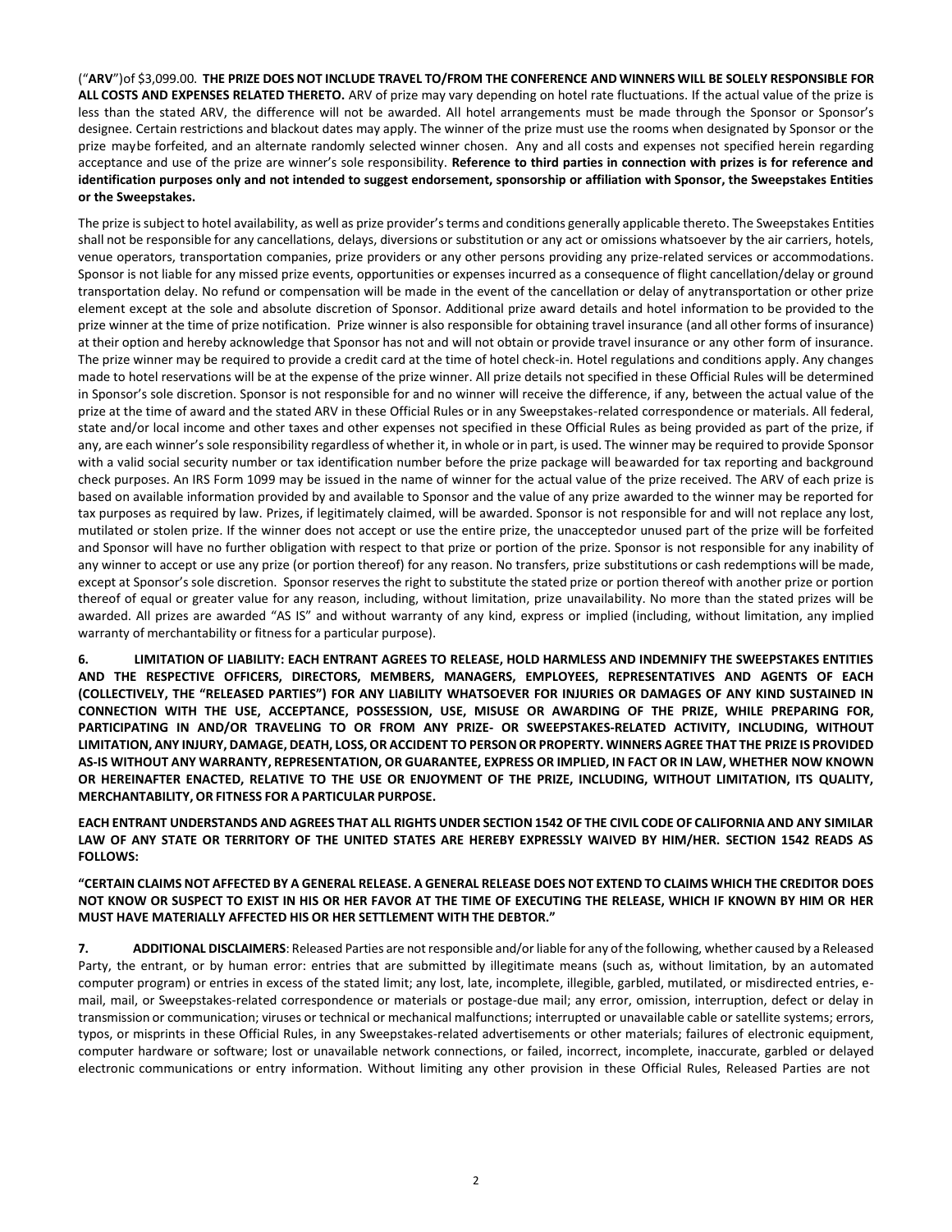("**ARV**")of $3,099.00. **THE PRIZE DOES NOT INCLUDE TRAVEL TO/FROM THE CONFERENCE AND WINNERS WILL BE SOLELY RESPONSIBLE FOR ALL COSTS AND EXPENSES RELATED THERETO.** ARV of prize may vary depending on hotel rate fluctuations. If the actual value of the prize is less than the stated ARV, the difference will not be awarded. All hotel arrangements must be made through the Sponsor or Sponsor's designee. Certain restrictions and blackout dates may apply. The winner of the prize must use the rooms when designated by Sponsor or the prize maybe forfeited, and an alternate randomly selected winner chosen. Any and all costs and expenses not specified herein regarding acceptance and use of the prize are winner's sole responsibility. **Reference to third parties in connection with prizes is for reference and identification purposes only and not intended to suggest endorsement, sponsorship or affiliation with Sponsor, the Sweepstakes Entities or the Sweepstakes.**

The prize is subject to hotel availability, as well as prize provider's terms and conditions generally applicable thereto. The Sweepstakes Entities shall not be responsible for any cancellations, delays, diversions or substitution or any act or omissions whatsoever by the air carriers, hotels, venue operators, transportation companies, prize providers or any other persons providing any prize-related services or accommodations. Sponsor is not liable for any missed prize events, opportunities or expenses incurred as a consequence of flight cancellation/delay or ground transportation delay. No refund or compensation will be made in the event of the cancellation or delay of anytransportation or other prize element except at the sole and absolute discretion of Sponsor. Additional prize award details and hotel information to be provided to the prize winner at the time of prize notification. Prize winner is also responsible for obtaining travel insurance (and all other forms of insurance) at their option and hereby acknowledge that Sponsor has not and will not obtain or provide travel insurance or any other form of insurance. The prize winner may be required to provide a credit card at the time of hotel check-in. Hotel regulations and conditions apply. Any changes made to hotel reservations will be at the expense of the prize winner. All prize details not specified in these Official Rules will be determined in Sponsor's sole discretion. Sponsor is not responsible for and no winner will receive the difference, if any, between the actual value of the prize at the time of award and the stated ARV in these Official Rules or in any Sweepstakes-related correspondence or materials. All federal, state and/or local income and other taxes and other expenses not specified in these Official Rules as being provided as part of the prize, if any, are each winner's sole responsibility regardless of whether it, in whole or in part, is used. The winner may be required to provide Sponsor with a valid social security number or tax identification number before the prize package will beawarded for tax reporting and background check purposes. An IRS Form 1099 may be issued in the name of winner for the actual value of the prize received. The ARV of each prize is based on available information provided by and available to Sponsor and the value of any prize awarded to the winner may be reported for tax purposes as required by law. Prizes, if legitimately claimed, will be awarded. Sponsor is not responsible for and will not replace any lost, mutilated or stolen prize. If the winner does not accept or use the entire prize, the unacceptedor unused part of the prize will be forfeited and Sponsor will have no further obligation with respect to that prize or portion of the prize. Sponsor is not responsible for any inability of any winner to accept or use any prize (or portion thereof) for any reason. No transfers, prize substitutions or cash redemptions will be made, except at Sponsor's sole discretion. Sponsor reserves the right to substitute the stated prize or portion thereof with another prize or portion thereof of equal or greater value for any reason, including, without limitation, prize unavailability. No more than the stated prizes will be awarded. All prizes are awarded "AS IS" and without warranty of any kind, express or implied (including, without limitation, any implied warranty of merchantability or fitness for a particular purpose).

**6. LIMITATION OF LIABILITY: EACH ENTRANT AGREES TO RELEASE, HOLD HARMLESS AND INDEMNIFY THE SWEEPSTAKES ENTITIES AND THE RESPECTIVE OFFICERS, DIRECTORS, MEMBERS, MANAGERS, EMPLOYEES, REPRESENTATIVES AND AGENTS OF EACH (COLLECTIVELY, THE "RELEASED PARTIES") FOR ANY LIABILITY WHATSOEVER FOR INJURIES OR DAMAGES OF ANY KIND SUSTAINED IN CONNECTION WITH THE USE, ACCEPTANCE, POSSESSION, USE, MISUSE OR AWARDING OF THE PRIZE, WHILE PREPARING FOR, PARTICIPATING IN AND/OR TRAVELING TO OR FROM ANY PRIZE- OR SWEEPSTAKES-RELATED ACTIVITY, INCLUDING, WITHOUT LIMITATION, ANY INJURY, DAMAGE, DEATH, LOSS, OR ACCIDENT TO PERSON OR PROPERTY. WINNERS AGREE THAT THE PRIZE IS PROVIDED AS-IS WITHOUT ANY WARRANTY, REPRESENTATION, OR GUARANTEE, EXPRESS OR IMPLIED, IN FACT OR IN LAW, WHETHER NOW KNOWN OR HEREINAFTER ENACTED, RELATIVE TO THE USE OR ENJOYMENT OF THE PRIZE, INCLUDING, WITHOUT LIMITATION, ITS QUALITY, MERCHANTABILITY, OR FITNESS FOR A PARTICULAR PURPOSE.**

**EACH ENTRANT UNDERSTANDS AND AGREES THAT ALL RIGHTS UNDER SECTION 1542 OF THE CIVIL CODE OF CALIFORNIA AND ANY SIMILAR LAW OF ANY STATE OR TERRITORY OF THE UNITED STATES ARE HEREBY EXPRESSLY WAIVED BY HIM/HER. SECTION 1542 READS AS FOLLOWS:**

**"CERTAIN CLAIMS NOT AFFECTED BY A GENERAL RELEASE. A GENERAL RELEASE DOES NOT EXTEND TO CLAIMS WHICH THE CREDITOR DOES NOT KNOW OR SUSPECT TO EXIST IN HIS OR HER FAVOR AT THE TIME OF EXECUTING THE RELEASE, WHICH IF KNOWN BY HIM OR HER MUST HAVE MATERIALLY AFFECTED HIS OR HER SETTLEMENT WITH THE DEBTOR."**

**7. ADDITIONAL DISCLAIMERS**: Released Parties are not responsible and/or liable for any of the following, whether caused by a Released Party, the entrant, or by human error: entries that are submitted by illegitimate means (such as, without limitation, by an automated computer program) or entries in excess of the stated limit; any lost, late, incomplete, illegible, garbled, mutilated, or misdirected entries, e-mail, mail, or Sweepstakes-related correspondence or materials or postage-due mail; any error, omission, interruption, defect or delay in transmission or communication; viruses or technical or mechanical malfunctions; interrupted or unavailable cable or satellite systems; errors, typos, or misprints in these Official Rules, in any Sweepstakes-related advertisements or other materials; failures of electronic equipment, computer hardware or software; lost or unavailable network connections, or failed, incorrect, incomplete, inaccurate, garbled or delayed electronic communications or entry information. Without limiting any other provision in these Official Rules, Released Parties are not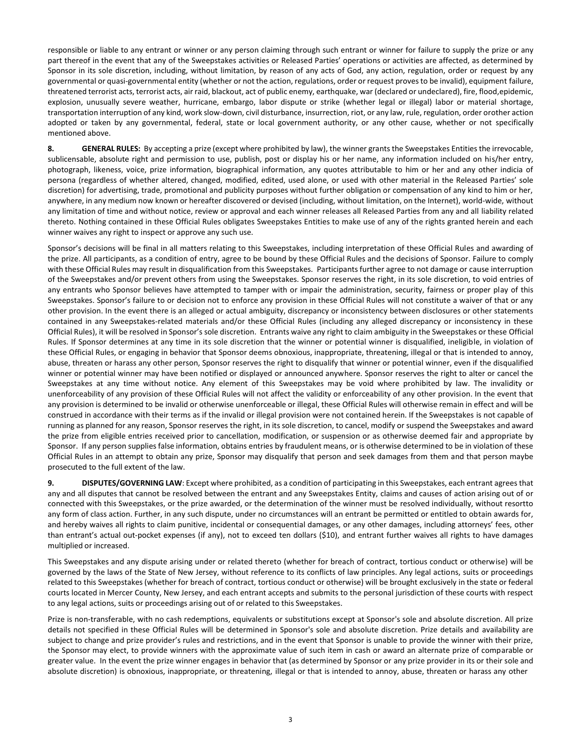responsible or liable to any entrant or winner or any person claiming through such entrant or winner for failure to supply the prize or any part thereof in the event that any of the Sweepstakes activities or Released Parties' operations or activities are affected, as determined by Sponsor in its sole discretion, including, without limitation, by reason of any acts of God, any action, regulation, order or request by any governmental or quasi-governmental entity (whether or not the action, regulations, order or request proves to be invalid), equipment failure, threatened terrorist acts, terrorist acts, air raid, blackout, act of public enemy, earthquake, war (declared or undeclared), fire, flood,epidemic, explosion, unusually severe weather, hurricane, embargo, labor dispute or strike (whether legal or illegal) labor or material shortage, transportation interruption of any kind, work slow-down, civil disturbance, insurrection, riot, or any law, rule, regulation, order orother action adopted or taken by any governmental, federal, state or local government authority, or any other cause, whether or not specifically mentioned above.

**8. GENERAL RULES:** By accepting a prize (except where prohibited by law), the winner grants the Sweepstakes Entities the irrevocable, sublicensable, absolute right and permission to use, publish, post or display his or her name, any information included on his/her entry, photograph, likeness, voice, prize information, biographical information, any quotes attributable to him or her and any other indicia of persona (regardless of whether altered, changed, modified, edited, used alone, or used with other material in the Released Parties' sole discretion) for advertising, trade, promotional and publicity purposes without further obligation or compensation of any kind to him or her, anywhere, in any medium now known or hereafter discovered or devised (including, without limitation, on the Internet), world-wide, without any limitation of time and without notice, review or approval and each winner releases all Released Parties from any and all liability related thereto. Nothing contained in these Official Rules obligates Sweepstakes Entities to make use of any of the rights granted herein and each winner waives any right to inspect or approve any such use.

Sponsor's decisions will be final in all matters relating to this Sweepstakes, including interpretation of these Official Rules and awarding of the prize. All participants, as a condition of entry, agree to be bound by these Official Rules and the decisions of Sponsor. Failure to comply with these Official Rules may result in disqualification from this Sweepstakes. Participants further agree to not damage or cause interruption of the Sweepstakes and/or prevent others from using the Sweepstakes. Sponsor reserves the right, in its sole discretion, to void entries of any entrants who Sponsor believes have attempted to tamper with or impair the administration, security, fairness or proper play of this Sweepstakes. Sponsor's failure to or decision not to enforce any provision in these Official Rules will not constitute a waiver of that or any other provision. In the event there is an alleged or actual ambiguity, discrepancy or inconsistency between disclosures or other statements contained in any Sweepstakes-related materials and/or these Official Rules (including any alleged discrepancy or inconsistency in these Official Rules), it will be resolved in Sponsor's sole discretion. Entrants waive any right to claim ambiguity in the Sweepstakes or these Official Rules. If Sponsor determines at any time in its sole discretion that the winner or potential winner is disqualified, ineligible, in violation of these Official Rules, or engaging in behavior that Sponsor deems obnoxious, inappropriate, threatening, illegal or that is intended to annoy, abuse, threaten or harass any other person, Sponsor reserves the right to disqualify that winner or potential winner, even if the disqualified winner or potential winner may have been notified or displayed or announced anywhere. Sponsor reserves the right to alter or cancel the Sweepstakes at any time without notice. Any element of this Sweepstakes may be void where prohibited by law. The invalidity or unenforceability of any provision of these Official Rules will not affect the validity or enforceability of any other provision. In the event that any provision is determined to be invalid or otherwise unenforceable or illegal, these Official Rules will otherwise remain in effect and will be construed in accordance with their terms as if the invalid or illegal provision were not contained herein. If the Sweepstakes is not capable of running as planned for any reason, Sponsor reserves the right, in its sole discretion, to cancel, modify or suspend the Sweepstakes and award the prize from eligible entries received prior to cancellation, modification, or suspension or as otherwise deemed fair and appropriate by Sponsor. If any person supplies false information, obtains entries by fraudulent means, or is otherwise determined to be in violation of these Official Rules in an attempt to obtain any prize, Sponsor may disqualify that person and seek damages from them and that person maybe prosecuted to the full extent of the law.

**9. DISPUTES/GOVERNING LAW**: Except where prohibited, as a condition of participating in this Sweepstakes, each entrant agrees that any and all disputes that cannot be resolved between the entrant and any Sweepstakes Entity, claims and causes of action arising out of or connected with this Sweepstakes, or the prize awarded, or the determination of the winner must be resolved individually, without resortto any form of class action. Further, in any such dispute, under no circumstances will an entrant be permitted or entitled to obtain awards for, and hereby waives all rights to claim punitive, incidental or consequential damages, or any other damages, including attorneys' fees, other than entrant's actual out-pocket expenses (if any), not to exceed ten dollars ($10), and entrant further waives all rights to have damages multiplied or increased.

This Sweepstakes and any dispute arising under or related thereto (whether for breach of contract, tortious conduct or otherwise) will be governed by the laws of the State of New Jersey, without reference to its conflicts of law principles. Any legal actions, suits or proceedings related to this Sweepstakes (whether for breach of contract, tortious conduct or otherwise) will be brought exclusively in the state or federal courts located in Mercer County, New Jersey, and each entrant accepts and submits to the personal jurisdiction of these courts with respect to any legal actions, suits or proceedings arising out of or related to this Sweepstakes.

Prize is non-transferable, with no cash redemptions, equivalents or substitutions except at Sponsor's sole and absolute discretion. All prize details not specified in these Official Rules will be determined in Sponsor's sole and absolute discretion. Prize details and availability are subject to change and prize provider's rules and restrictions, and in the event that Sponsor is unable to provide the winner with their prize, the Sponsor may elect, to provide winners with the approximate value of such item in cash or award an alternate prize of comparable or greater value. In the event the prize winner engages in behavior that (as determined by Sponsor or any prize provider in its or their sole and absolute discretion) is obnoxious, inappropriate, or threatening, illegal or that is intended to annoy, abuse, threaten or harass any other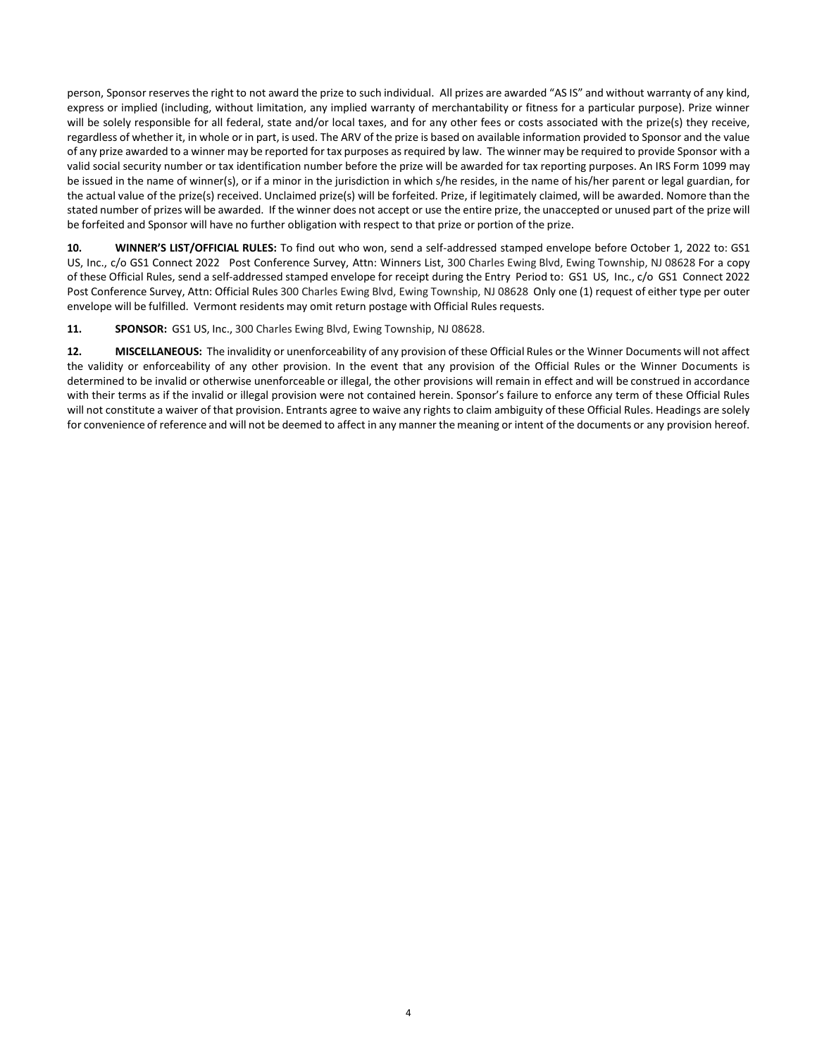person, Sponsor reserves the right to not award the prize to such individual. All prizes are awarded "AS IS" and without warranty of any kind, express or implied (including, without limitation, any implied warranty of merchantability or fitness for a particular purpose). Prize winner will be solely responsible for all federal, state and/or local taxes, and for any other fees or costs associated with the prize(s) they receive, regardless of whether it, in whole or in part, is used. The ARV of the prize is based on available information provided to Sponsor and the value of any prize awarded to a winner may be reported for tax purposes as required by law. The winner may be required to provide Sponsor with a valid social security number or tax identification number before the prize will be awarded for tax reporting purposes. An IRS Form 1099 may be issued in the name of winner(s), or if a minor in the jurisdiction in which s/he resides, in the name of his/her parent or legal guardian, for the actual value of the prize(s) received. Unclaimed prize(s) will be forfeited. Prize, if legitimately claimed, will be awarded. Nomore than the stated number of prizes will be awarded. If the winner does not accept or use the entire prize, the unaccepted or unused part of the prize will be forfeited and Sponsor will have no further obligation with respect to that prize or portion of the prize.

**10. WINNER'S LIST/OFFICIAL RULES:** To find out who won, send a self-addressed stamped envelope before October 1, 2022 to: GS1 US, Inc., c/o GS1 Connect 2022 Post Conference Survey, Attn: Winners List, 300 Charles Ewing Blvd, Ewing Township, NJ 08628 For a copy of these Official Rules, send a self-addressed stamped envelope for receipt during the Entry Period to: GS1 US, Inc., c/o GS1 Connect 2022 Post Conference Survey, Attn: Official Rules 300 Charles Ewing Blvd, Ewing Township, NJ 08628 Only one (1) request of either type per outer envelope will be fulfilled. Vermont residents may omit return postage with Official Rules requests.

**11. SPONSOR:** GS1 US, Inc., 300 Charles Ewing Blvd, Ewing Township, NJ 08628.

**12. MISCELLANEOUS:** The invalidity or unenforceability of any provision of these Official Rules or the Winner Documents will not affect the validity or enforceability of any other provision. In the event that any provision of the Official Rules or the Winner Documents is determined to be invalid or otherwise unenforceable or illegal, the other provisions will remain in effect and will be construed in accordance with their terms as if the invalid or illegal provision were not contained herein. Sponsor's failure to enforce any term of these Official Rules will not constitute a waiver of that provision. Entrants agree to waive any rights to claim ambiguity of these Official Rules. Headings are solely for convenience of reference and will not be deemed to affect in any manner the meaning or intent of the documents or any provision hereof.